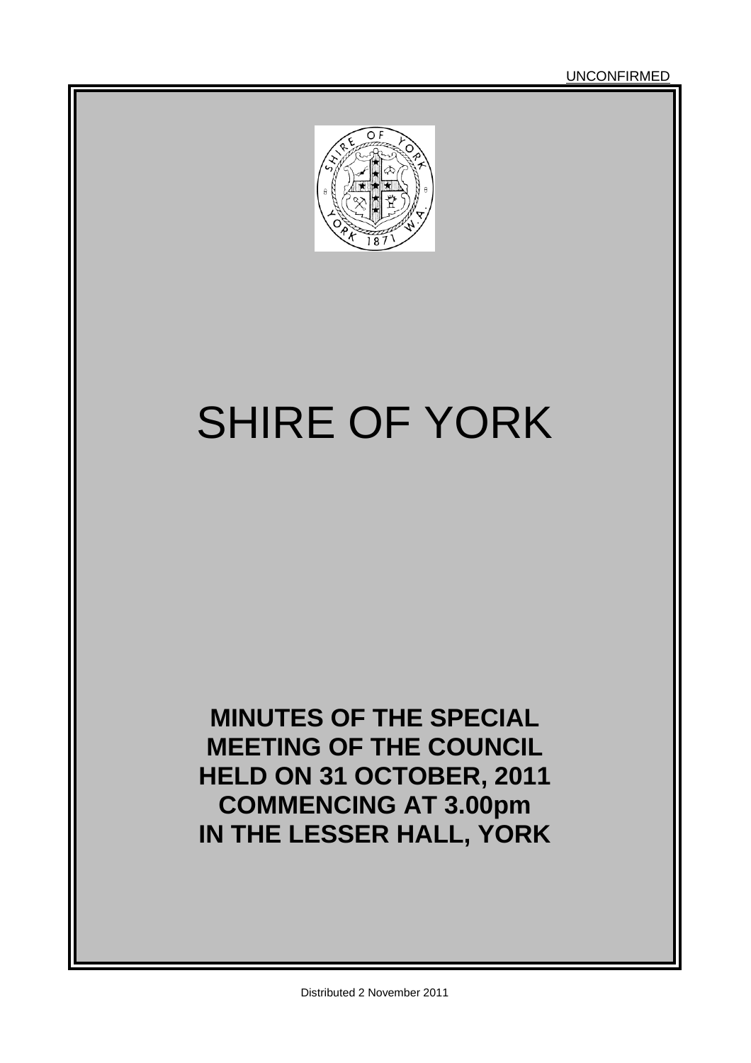UNCONFIRMED

# SHIRE OF YORK

**MINUTES OF THE SPECIAL MEETING OF THE COUNCIL HELD ON 31 OCTOBER, 2011 COMMENCING AT 3.00pm IN THE LESSER HALL, YORK**

Distributed 2 November 2011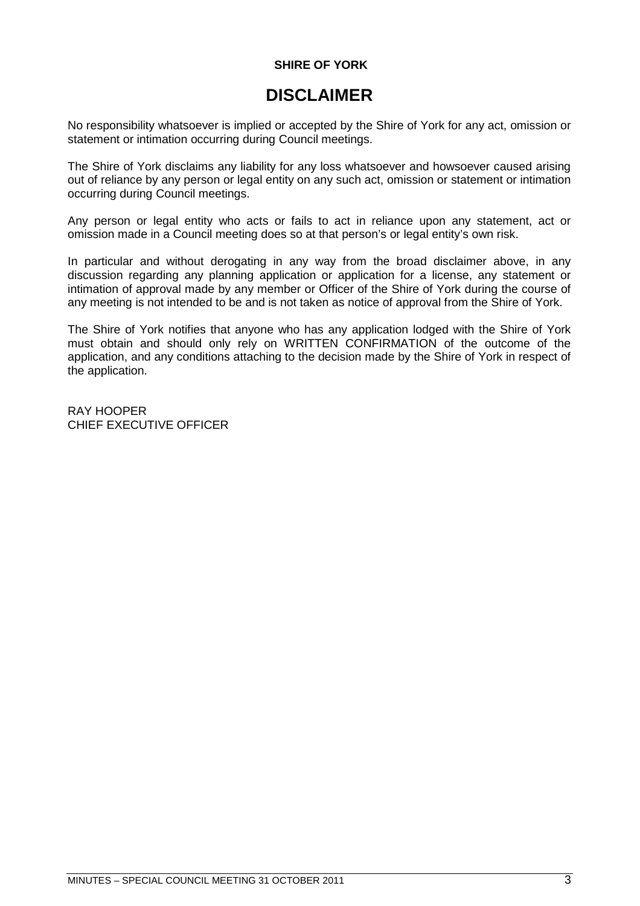**SHIRE OF YORK**

# DISCLAIMER

No responsibility whatsoever is implied or accepted by the Shire of York for any act, omission or statement or intimation occurring during Council meetings.

The Shire of York disclaims any liability for any loss whatsoever and howsoever caused arising out of reliance by any person or legal entity on any such act, omission or statement or intimation occurring during Council meetings.

Any person or legal entity who acts or fails to act in reliance upon any statement, act or omission made in a Council meeting does so at that person's or legal entity's own risk.

In particular and without derogating in any way from the broad disclaimer above, in any discussion regarding any planning application or application for a license, any statement or intimation of approval made by any member or Officer of the Shire of York during the course of any meeting is not intended to be and is not taken as notice of approval from the Shire of York.

The Shire of York notifies that anyone who has any application lodged with the Shire of York must obtain and should only rely on WRITTEN CONFIRMATION of the outcome of the application, and any conditions attaching to the decision made by the Shire of York in respect of the application.

RAY HOOPER
CHIEF EXECUTIVE OFFICER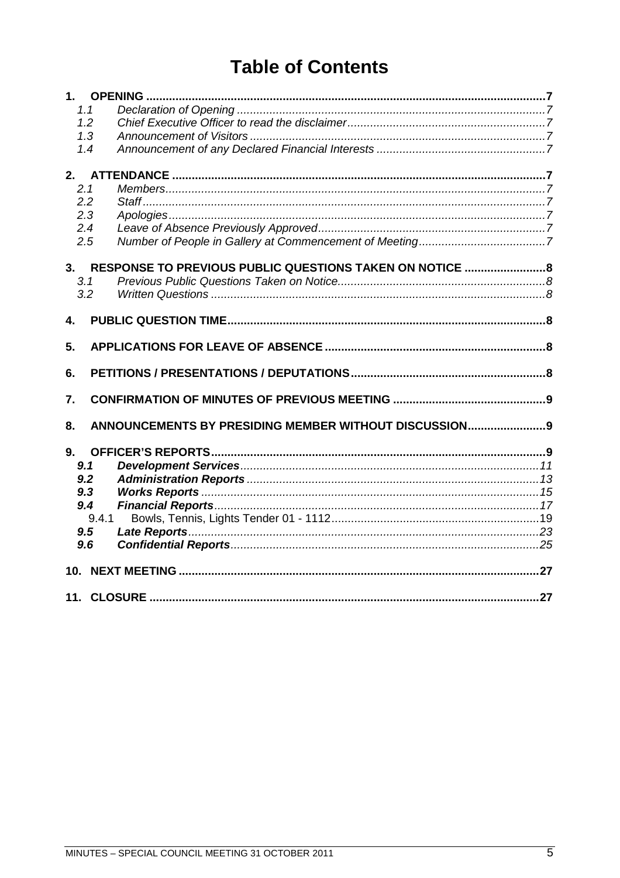# Table of Contents

**1. OPENING** .......... **7**

- 1.1 *Declaration of Opening* .......... *7*
- 1.2 *Chief Executive Officer to read the disclaimer* .......... *7*
- 1.3 *Announcement of Visitors* .......... *7*
- 1.4 *Announcement of any Declared Financial Interests* .......... *7*

**2. ATTENDANCE** .......... **7**

- 2.1 *Members* .......... *7*
- 2.2 *Staff* .......... *7*
- 2.3 *Apologies* .......... *7*
- 2.4 *Leave of Absence Previously Approved* .......... *7*
- 2.5 *Number of People in Gallery at Commencement of Meeting* .......... *7*

**3. RESPONSE TO PREVIOUS PUBLIC QUESTIONS TAKEN ON NOTICE** .......... **8**

- 3.1 *Previous Public Questions Taken on Notice* .......... *8*
- 3.2 *Written Questions* .......... *8*

**4. PUBLIC QUESTION TIME** .......... **8**

**5. APPLICATIONS FOR LEAVE OF ABSENCE** .......... **8**

**6. PETITIONS / PRESENTATIONS / DEPUTATIONS** .......... **8**

**7. CONFIRMATION OF MINUTES OF PREVIOUS MEETING** .......... **9**

**8. ANNOUNCEMENTS BY PRESIDING MEMBER WITHOUT DISCUSSION** .......... **9**

**9. OFFICER'S REPORTS** .......... **9**

- ***9.1 Development Services*** .......... *11*
- ***9.2 Administration Reports*** .......... *13*
- ***9.3 Works Reports*** .......... *15*
- ***9.4 Financial Reports*** .......... *17*
  - 9.4.1 Bowls, Tennis, Lights Tender 01 - 1112 .......... 19
- ***9.5 Late Reports*** .......... *23*
- ***9.6 Confidential Reports*** .......... *25*

**10. NEXT MEETING** .......... **27**

**11. CLOSURE** .......... **27**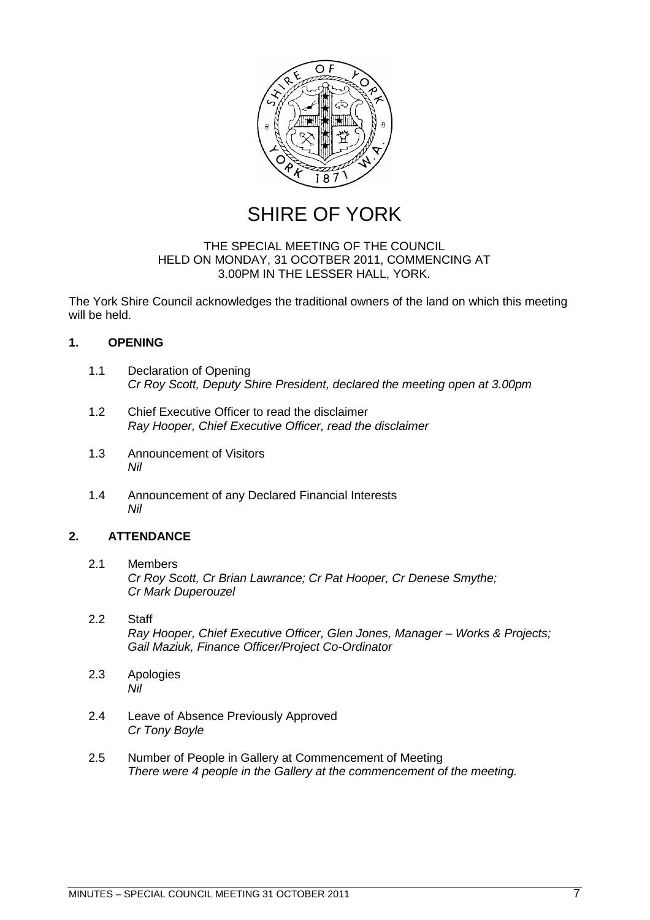# SHIRE OF YORK

THE SPECIAL MEETING OF THE COUNCIL
HELD ON MONDAY, 31 OCOTBER 2011, COMMENCING AT
3.00PM IN THE LESSER HALL, YORK.

The York Shire Council acknowledges the traditional owners of the land on which this meeting will be held.

## 1. OPENING

1.1 Declaration of Opening
*Cr Roy Scott, Deputy Shire President, declared the meeting open at 3.00pm*

1.2 Chief Executive Officer to read the disclaimer
*Ray Hooper, Chief Executive Officer, read the disclaimer*

1.3 Announcement of Visitors
*Nil*

1.4 Announcement of any Declared Financial Interests
*Nil*

## 2. ATTENDANCE

2.1 Members
*Cr Roy Scott, Cr Brian Lawrance; Cr Pat Hooper, Cr Denese Smythe; Cr Mark Duperouzel*

2.2 Staff
*Ray Hooper, Chief Executive Officer, Glen Jones, Manager – Works & Projects; Gail Maziuk, Finance Officer/Project Co-Ordinator*

2.3 Apologies
*Nil*

2.4 Leave of Absence Previously Approved
*Cr Tony Boyle*

2.5 Number of People in Gallery at Commencement of Meeting
*There were 4 people in the Gallery at the commencement of the meeting.*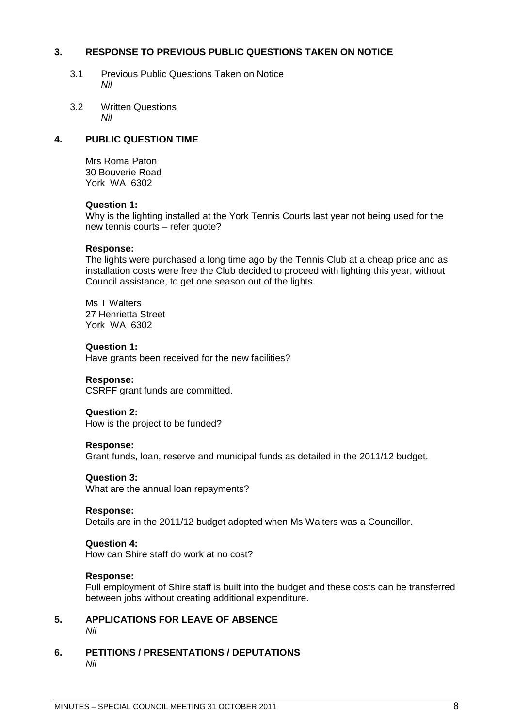## 3. RESPONSE TO PREVIOUS PUBLIC QUESTIONS TAKEN ON NOTICE

3.1 Previous Public Questions Taken on Notice
*Nil*

3.2 Written Questions
*Nil*

## 4. PUBLIC QUESTION TIME

Mrs Roma Paton
30 Bouverie Road
York WA 6302

**Question 1:**
Why is the lighting installed at the York Tennis Courts last year not being used for the new tennis courts – refer quote?

**Response:**
The lights were purchased a long time ago by the Tennis Club at a cheap price and as installation costs were free the Club decided to proceed with lighting this year, without Council assistance, to get one season out of the lights.

Ms T Walters
27 Henrietta Street
York WA 6302

**Question 1:**
Have grants been received for the new facilities?

**Response:**
CSRFF grant funds are committed.

**Question 2:**
How is the project to be funded?

**Response:**
Grant funds, loan, reserve and municipal funds as detailed in the 2011/12 budget.

**Question 3:**
What are the annual loan repayments?

**Response:**
Details are in the 2011/12 budget adopted when Ms Walters was a Councillor.

**Question 4:**
How can Shire staff do work at no cost?

**Response:**
Full employment of Shire staff is built into the budget and these costs can be transferred between jobs without creating additional expenditure.

## 5. APPLICATIONS FOR LEAVE OF ABSENCE

*Nil*

## 6. PETITIONS / PRESENTATIONS / DEPUTATIONS

*Nil*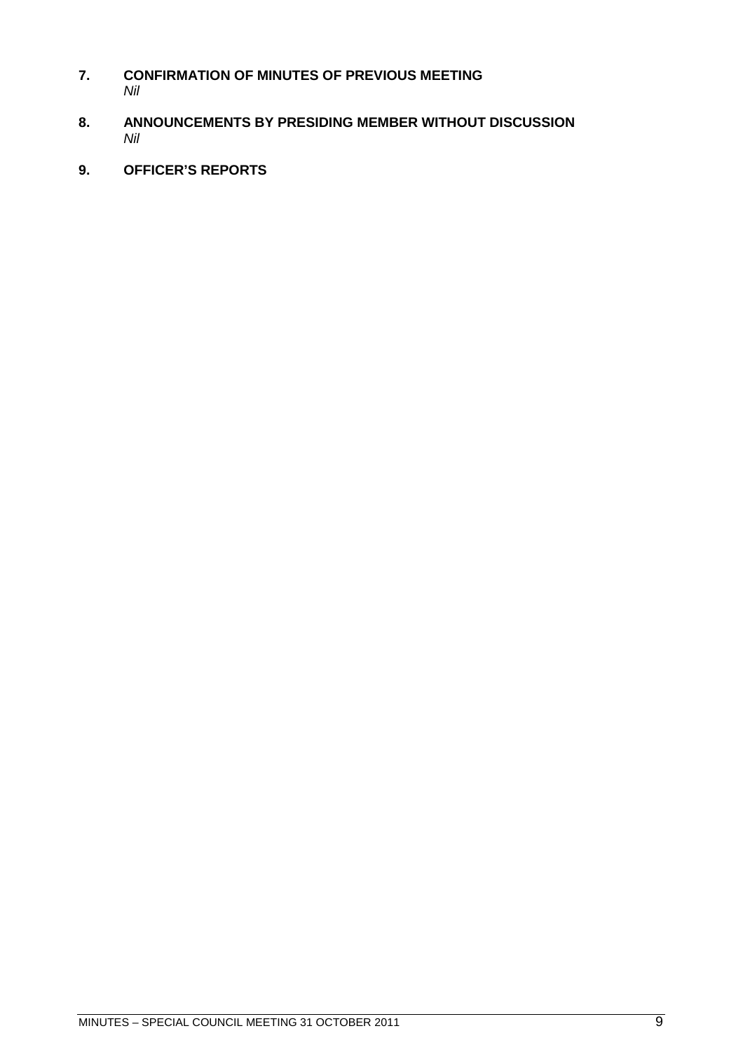## 7. CONFIRMATION OF MINUTES OF PREVIOUS MEETING

*Nil*

## 8. ANNOUNCEMENTS BY PRESIDING MEMBER WITHOUT DISCUSSION

*Nil*

## 9. OFFICER'S REPORTS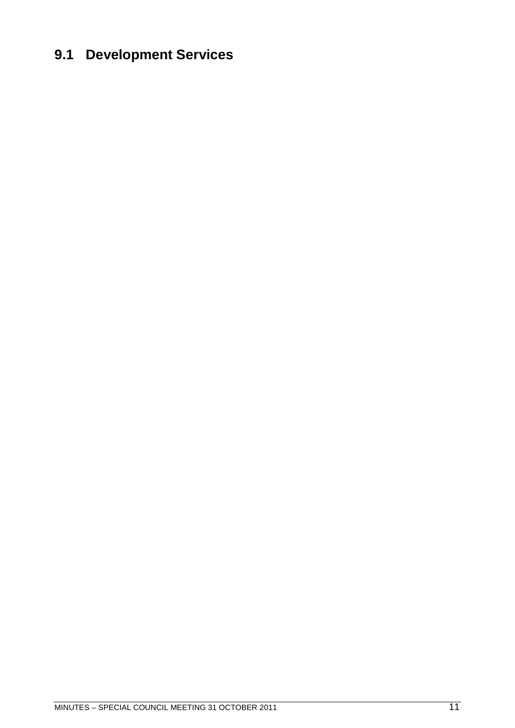## 9.1 Development Services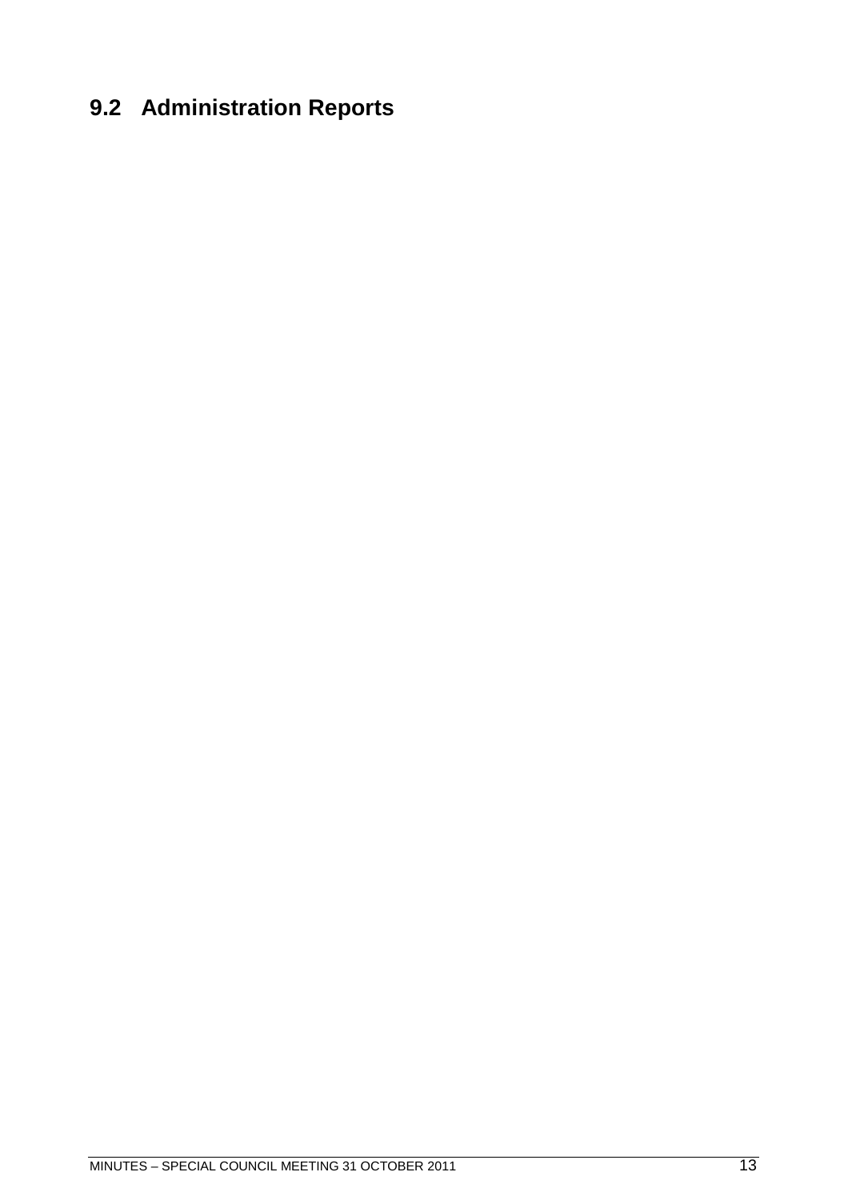## 9.2 Administration Reports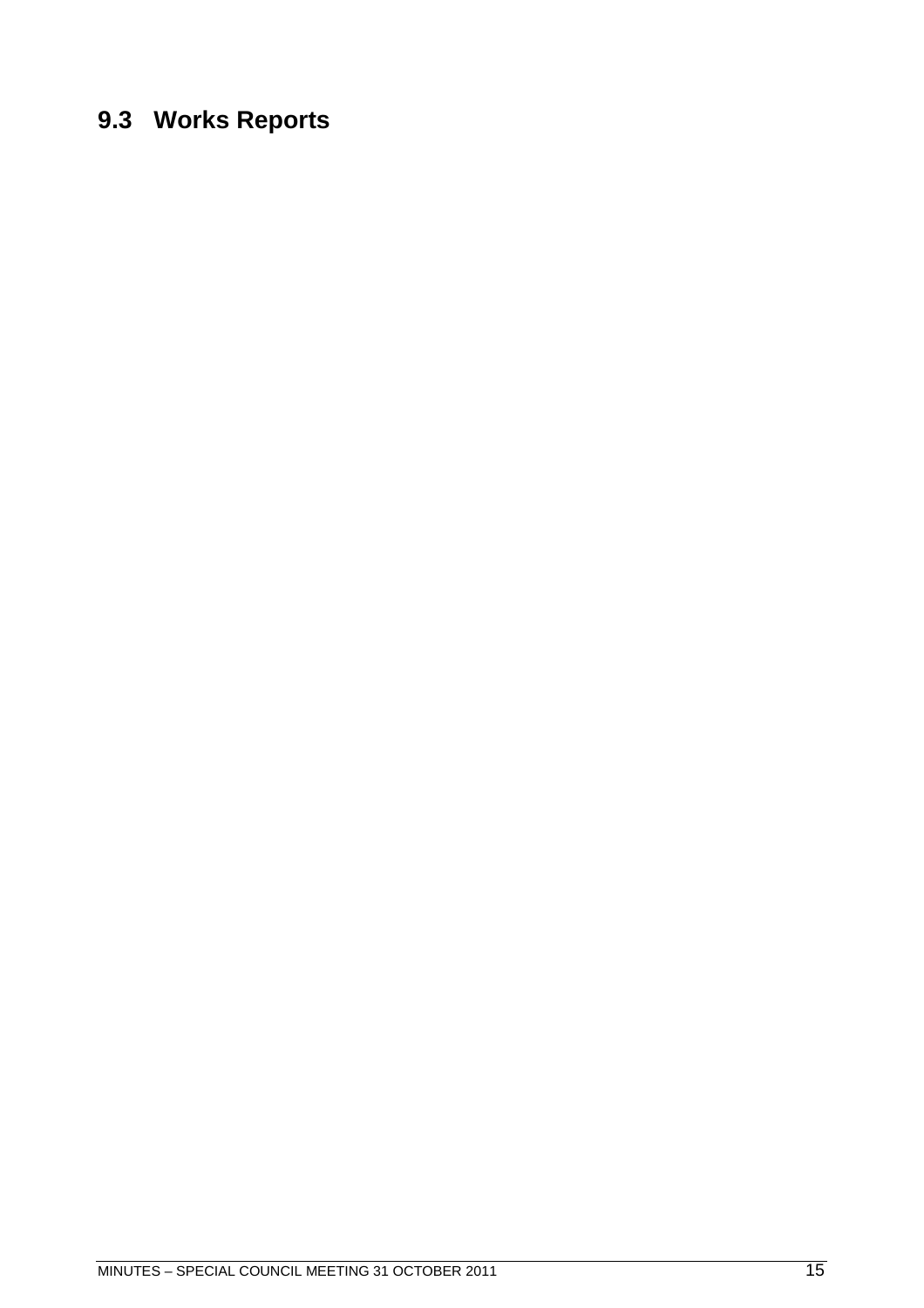## 9.3 Works Reports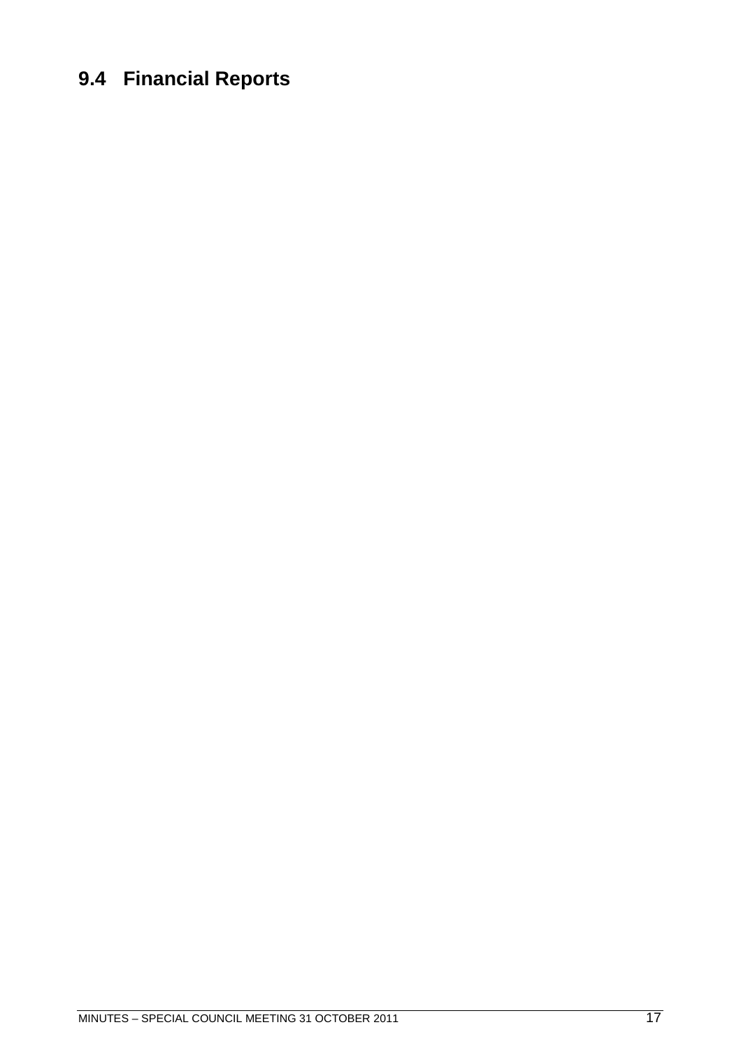## 9.4 Financial Reports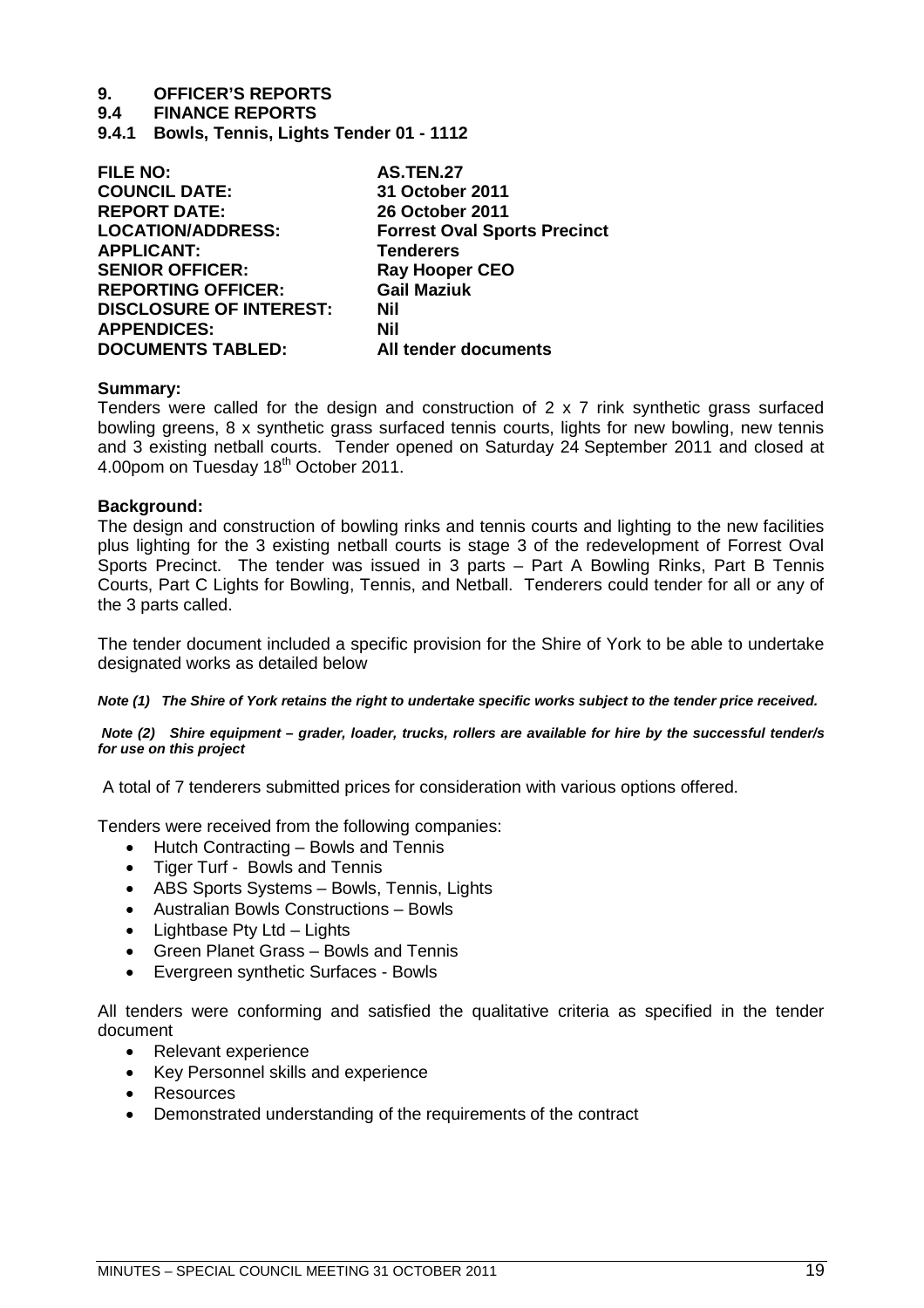# 9. OFFICER'S REPORTS

## 9.4 FINANCE REPORTS

### 9.4.1 Bowls, Tennis, Lights Tender 01 - 1112

| | |
|---|---|
| **FILE NO:** | **AS.TEN.27** |
| **COUNCIL DATE:** | **31 October 2011** |
| **REPORT DATE:** | **26 October 2011** |
| **LOCATION/ADDRESS:** | **Forrest Oval Sports Precinct** |
| **APPLICANT:** | **Tenderers** |
| **SENIOR OFFICER:** | **Ray Hooper CEO** |
| **REPORTING OFFICER:** | **Gail Maziuk** |
| **DISCLOSURE OF INTEREST:** | **Nil** |
| **APPENDICES:** | **Nil** |
| **DOCUMENTS TABLED:** | **All tender documents** |

**Summary:**
Tenders were called for the design and construction of 2 x 7 rink synthetic grass surfaced bowling greens, 8 x synthetic grass surfaced tennis courts, lights for new bowling, new tennis and 3 existing netball courts. Tender opened on Saturday 24 September 2011 and closed at 4.00pom on Tuesday 18th October 2011.

**Background:**
The design and construction of bowling rinks and tennis courts and lighting to the new facilities plus lighting for the 3 existing netball courts is stage 3 of the redevelopment of Forrest Oval Sports Precinct. The tender was issued in 3 parts – Part A Bowling Rinks, Part B Tennis Courts, Part C Lights for Bowling, Tennis, and Netball. Tenderers could tender for all or any of the 3 parts called.

The tender document included a specific provision for the Shire of York to be able to undertake designated works as detailed below

***Note (1) The Shire of York retains the right to undertake specific works subject to the tender price received.***

***Note (2) Shire equipment – grader, loader, trucks, rollers are available for hire by the successful tender/s for use on this project***

A total of 7 tenderers submitted prices for consideration with various options offered.

Tenders were received from the following companies:

- Hutch Contracting – Bowls and Tennis
- Tiger Turf - Bowls and Tennis
- ABS Sports Systems – Bowls, Tennis, Lights
- Australian Bowls Constructions – Bowls
- Lightbase Pty Ltd – Lights
- Green Planet Grass – Bowls and Tennis
- Evergreen synthetic Surfaces - Bowls

All tenders were conforming and satisfied the qualitative criteria as specified in the tender document

- Relevant experience
- Key Personnel skills and experience
- Resources
- Demonstrated understanding of the requirements of the contract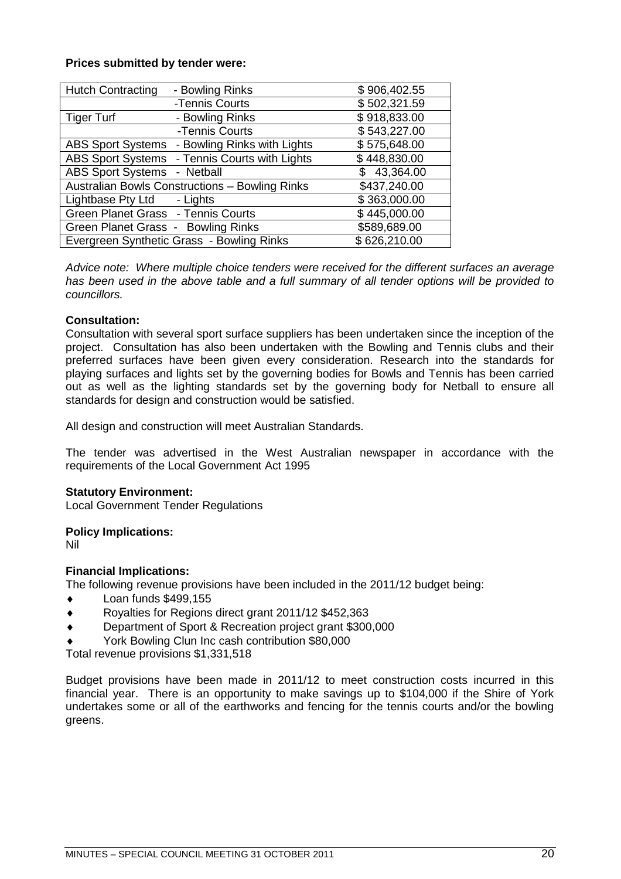**Prices submitted by tender were:**

| | | |
|---|---|---|
| Hutch Contracting | - Bowling Rinks | $ 906,402.55 |
| | -Tennis Courts | $ 502,321.59 |
| Tiger Turf | - Bowling Rinks | $ 918,833.00 |
| | -Tennis Courts | $ 543,227.00 |
| ABS Sport Systems | - Bowling Rinks with Lights | $ 575,648.00 |
| ABS Sport Systems | - Tennis Courts with Lights | $ 448,830.00 |
| ABS Sport Systems | - Netball | $ 43,364.00 |
| Australian Bowls Constructions – Bowling Rinks | | $437,240.00 |
| Lightbase Pty Ltd | - Lights | $ 363,000.00 |
| Green Planet Grass | - Tennis Courts | $ 445,000.00 |
| Green Planet Grass - | Bowling Rinks | $589,689.00 |
| Evergreen Synthetic Grass - Bowling Rinks | | $ 626,210.00 |

*Advice note: Where multiple choice tenders were received for the different surfaces an average has been used in the above table and a full summary of all tender options will be provided to councillors.*

**Consultation:**
Consultation with several sport surface suppliers has been undertaken since the inception of the project. Consultation has also been undertaken with the Bowling and Tennis clubs and their preferred surfaces have been given every consideration. Research into the standards for playing surfaces and lights set by the governing bodies for Bowls and Tennis has been carried out as well as the lighting standards set by the governing body for Netball to ensure all standards for design and construction would be satisfied.

All design and construction will meet Australian Standards.

The tender was advertised in the West Australian newspaper in accordance with the requirements of the Local Government Act 1995

**Statutory Environment:**
Local Government Tender Regulations

**Policy Implications:**
Nil

**Financial Implications:**
The following revenue provisions have been included in the 2011/12 budget being:

- Loan funds $499,155
- Royalties for Regions direct grant 2011/12 $452,363
- Department of Sport & Recreation project grant $300,000
- York Bowling Clun Inc cash contribution $80,000

Total revenue provisions $1,331,518

Budget provisions have been made in 2011/12 to meet construction costs incurred in this financial year. There is an opportunity to make savings up to $104,000 if the Shire of York undertakes some or all of the earthworks and fencing for the tennis courts and/or the bowling greens.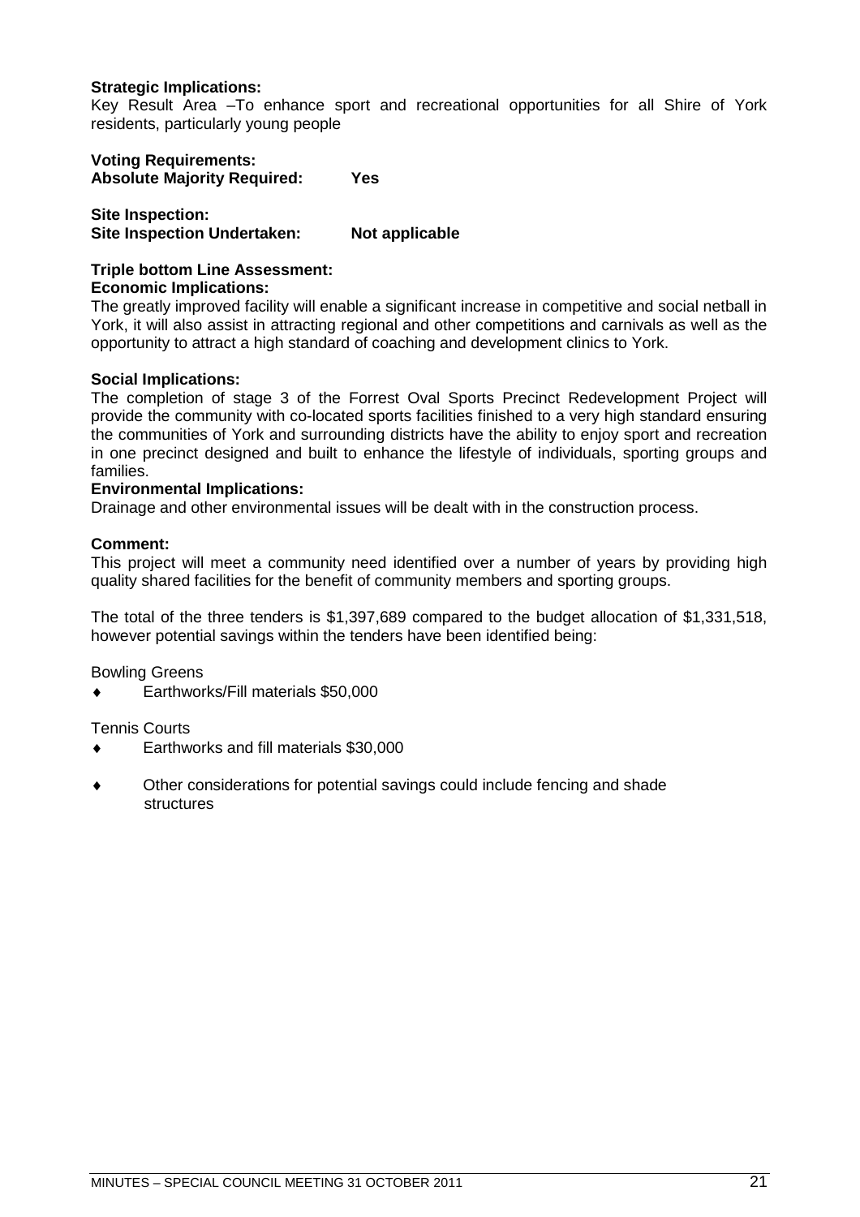**Strategic Implications:**
Key Result Area –To enhance sport and recreational opportunities for all Shire of York residents, particularly young people

**Voting Requirements:**
**Absolute Majority Required: Yes**

**Site Inspection:**
**Site Inspection Undertaken: Not applicable**

**Triple bottom Line Assessment:**
**Economic Implications:**
The greatly improved facility will enable a significant increase in competitive and social netball in York, it will also assist in attracting regional and other competitions and carnivals as well as the opportunity to attract a high standard of coaching and development clinics to York.

**Social Implications:**
The completion of stage 3 of the Forrest Oval Sports Precinct Redevelopment Project will provide the community with co-located sports facilities finished to a very high standard ensuring the communities of York and surrounding districts have the ability to enjoy sport and recreation in one precinct designed and built to enhance the lifestyle of individuals, sporting groups and families.

**Environmental Implications:**
Drainage and other environmental issues will be dealt with in the construction process.

**Comment:**
This project will meet a community need identified over a number of years by providing high quality shared facilities for the benefit of community members and sporting groups.

The total of the three tenders is $1,397,689 compared to the budget allocation of $1,331,518, however potential savings within the tenders have been identified being:

Bowling Greens

- Earthworks/Fill materials $50,000

Tennis Courts

- Earthworks and fill materials $30,000

- Other considerations for potential savings could include fencing and shade structures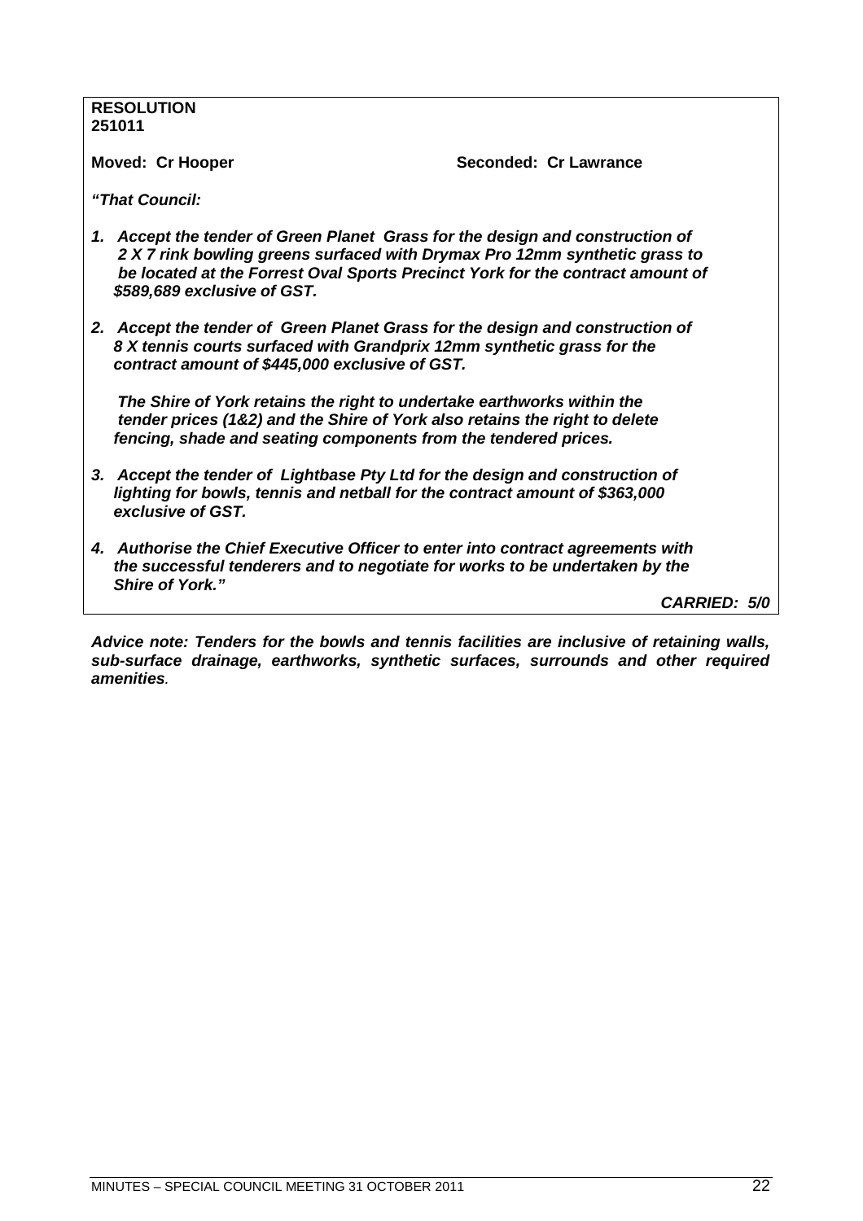**RESOLUTION**
**251011**

**Moved: Cr Hooper** **Seconded: Cr Lawrance**

***"That Council:***

1. ***Accept the tender of Green Planet Grass for the design and construction of 2 X 7 rink bowling greens surfaced with Drymax Pro 12mm synthetic grass to be located at the Forrest Oval Sports Precinct York for the contract amount of $589,689 exclusive of GST.***

2. ***Accept the tender of Green Planet Grass for the design and construction of 8 X tennis courts surfaced with Grandprix 12mm synthetic grass for the contract amount of $445,000 exclusive of GST.***

   ***The Shire of York retains the right to undertake earthworks within the tender prices (1&2) and the Shire of York also retains the right to delete fencing, shade and seating components from the tendered prices.***

3. ***Accept the tender of Lightbase Pty Ltd for the design and construction of lighting for bowls, tennis and netball for the contract amount of $363,000 exclusive of GST.***

4. ***Authorise the Chief Executive Officer to enter into contract agreements with the successful tenderers and to negotiate for works to be undertaken by the Shire of York."***

***CARRIED: 5/0***

***Advice note: Tenders for the bowls and tennis facilities are inclusive of retaining walls, sub-surface drainage, earthworks, synthetic surfaces, surrounds and other required amenities.***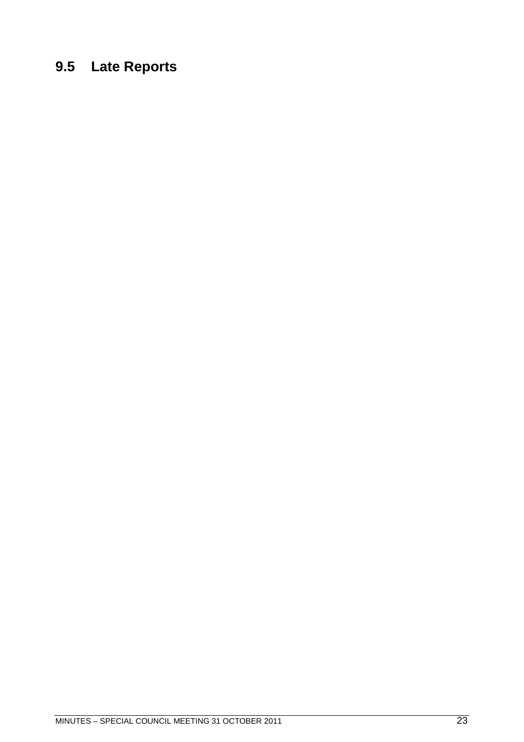## 9.5 Late Reports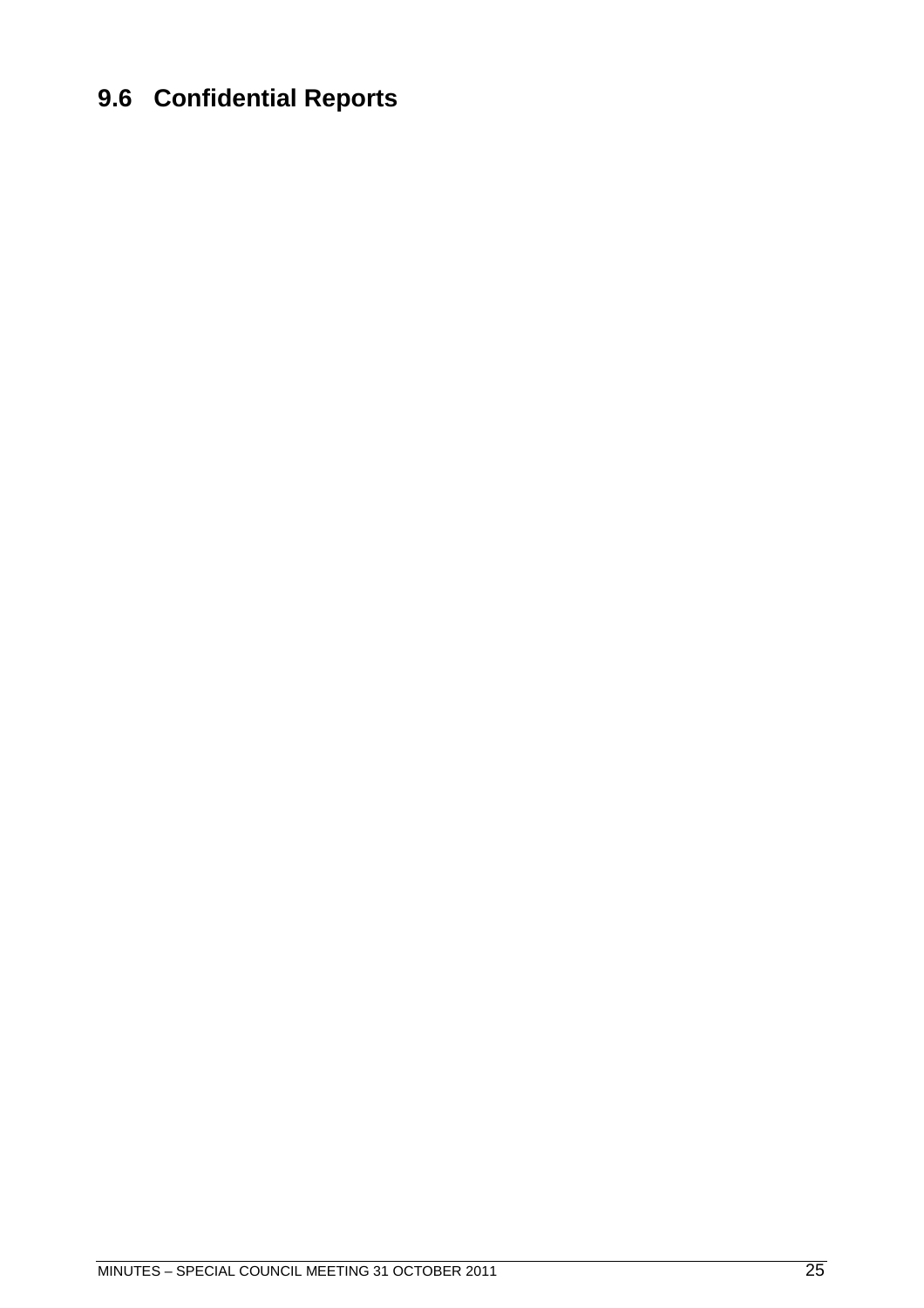## 9.6 Confidential Reports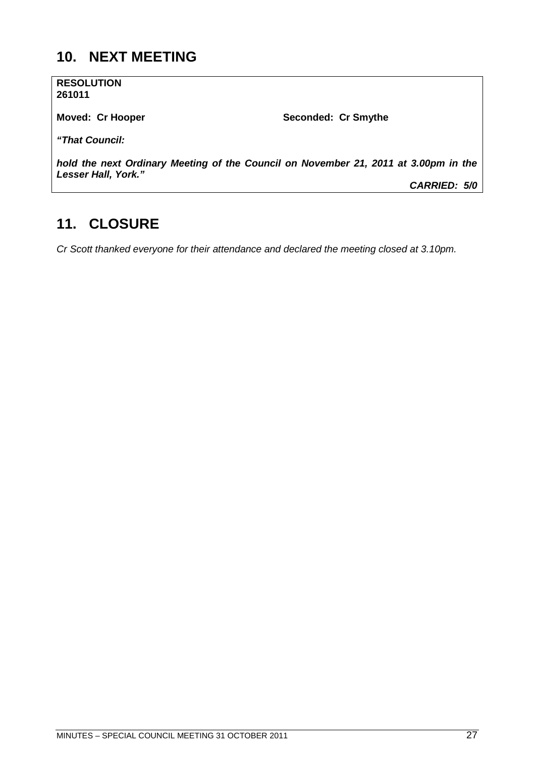## 10. NEXT MEETING

**RESOLUTION**
**261011**

**Moved: Cr Hooper** **Seconded: Cr Smythe**

***"That Council:***

***hold the next Ordinary Meeting of the Council on November 21, 2011 at 3.00pm in the Lesser Hall, York."***

***CARRIED: 5/0***

## 11. CLOSURE

*Cr Scott thanked everyone for their attendance and declared the meeting closed at 3.10pm.*